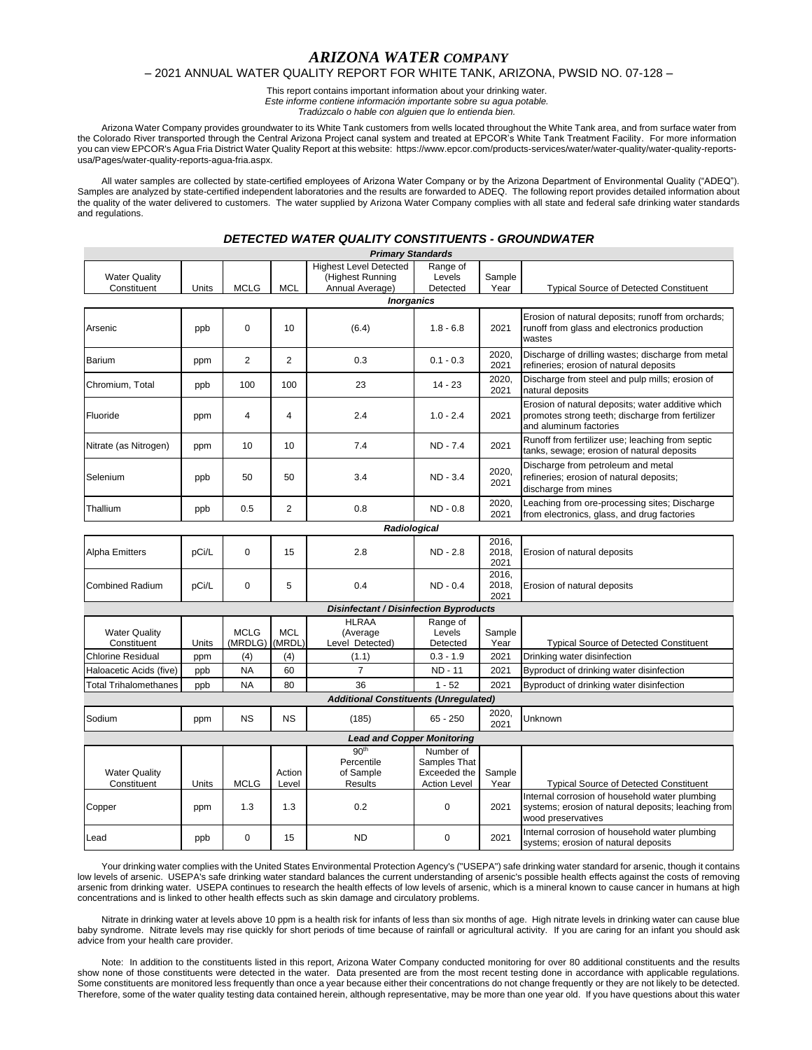# *ARIZONA WATER COMPANY*

## – 2021 ANNUAL WATER QUALITY REPORT FOR WHITE TANK, ARIZONA, PWSID NO. 07-128 –

This report contains important information about your drinking water.
*Este informe contiene información importante sobre su agua potable.*
*Tradúzcalo o hable con alguien que lo entienda bien.*

Arizona Water Company provides groundwater to its White Tank customers from wells located throughout the White Tank area, and from surface water from the Colorado River transported through the Central Arizona Project canal system and treated at EPCOR's White Tank Treatment Facility. For more information you can view EPCOR's Agua Fria District Water Quality Report at this website: https://www.epcor.com/products-services/water/water-quality/water-quality-reports-usa/Pages/water-quality-reports-agua-fria.aspx.

All water samples are collected by state-certified employees of Arizona Water Company or by the Arizona Department of Environmental Quality ("ADEQ"). Samples are analyzed by state-certified independent laboratories and the results are forwarded to ADEQ. The following report provides detailed information about the quality of the water delivered to customers. The water supplied by Arizona Water Company complies with all state and federal safe drinking water standards and regulations.

### *DETECTED WATER QUALITY CONSTITUENTS - GROUNDWATER*

| *Primary Standards* | | | | | | | |
|---|---|---|---|---|---|---|---|
| Water Quality Constituent | Units | MCLG | MCL | Highest Level Detected (Highest Running Annual Average) | Range of Levels Detected | Sample Year | Typical Source of Detected Constituent |
| ***Inorganics*** | | | | | | | |
| Arsenic | ppb | 0 | 10 | (6.4) | 1.8 - 6.8 | 2021 | Erosion of natural deposits; runoff from orchards; runoff from glass and electronics production wastes |
| Barium | ppm | 2 | 2 | 0.3 | 0.1 - 0.3 | 2020, 2021 | Discharge of drilling wastes; discharge from metal refineries; erosion of natural deposits |
| Chromium, Total | ppb | 100 | 100 | 23 | 14 - 23 | 2020, 2021 | Discharge from steel and pulp mills; erosion of natural deposits |
| Fluoride | ppm | 4 | 4 | 2.4 | 1.0 - 2.4 | 2021 | Erosion of natural deposits; water additive which promotes strong teeth; discharge from fertilizer and aluminum factories |
| Nitrate (as Nitrogen) | ppm | 10 | 10 | 7.4 | ND - 7.4 | 2021 | Runoff from fertilizer use; leaching from septic tanks, sewage; erosion of natural deposits |
| Selenium | ppb | 50 | 50 | 3.4 | ND - 3.4 | 2020, 2021 | Discharge from petroleum and metal refineries; erosion of natural deposits; discharge from mines |
| Thallium | ppb | 0.5 | 2 | 0.8 | ND - 0.8 | 2020, 2021 | Leaching from ore-processing sites; Discharge from electronics, glass, and drug factories |
| ***Radiological*** | | | | | | | |
| Alpha Emitters | pCi/L | 0 | 15 | 2.8 | ND - 2.8 | 2016, 2018, 2021 | Erosion of natural deposits |
| Combined Radium | pCi/L | 0 | 5 | 0.4 | ND - 0.4 | 2016, 2018, 2021 | Erosion of natural deposits |
| ***Disinfectant / Disinfection Byproducts*** | | | | | | | |
| Water Quality Constituent | Units | MCLG (MRDLG) | MCL (MRDL) | HLRAA (Average Level Detected) | Range of Levels Detected | Sample Year | Typical Source of Detected Constituent |
| Chlorine Residual | ppm | (4) | (4) | (1.1) | 0.3 - 1.9 | 2021 | Drinking water disinfection |
| Haloacetic Acids (five) | ppb | NA | 60 | 7 | ND - 11 | 2021 | Byproduct of drinking water disinfection |
| Total Trihalomethanes | ppb | NA | 80 | 36 | 1 - 52 | 2021 | Byproduct of drinking water disinfection |
| ***Additional Constituents (Unregulated)*** | | | | | | | |
| Sodium | ppm | NS | NS | (185) | 65 - 250 | 2020, 2021 | Unknown |
| ***Lead and Copper Monitoring*** | | | | | | | |
| Water Quality Constituent | Units | MCLG | Action Level | 90th Percentile of Sample Results | Number of Samples That Exceeded the Action Level | Sample Year | Typical Source of Detected Constituent |
| Copper | ppm | 1.3 | 1.3 | 0.2 | 0 | 2021 | Internal corrosion of household water plumbing systems; erosion of natural deposits; leaching from wood preservatives |
| Lead | ppb | 0 | 15 | ND | 0 | 2021 | Internal corrosion of household water plumbing systems; erosion of natural deposits |

Your drinking water complies with the United States Environmental Protection Agency's ("USEPA") safe drinking water standard for arsenic, though it contains low levels of arsenic. USEPA's safe drinking water standard balances the current understanding of arsenic's possible health effects against the costs of removing arsenic from drinking water. USEPA continues to research the health effects of low levels of arsenic, which is a mineral known to cause cancer in humans at high concentrations and is linked to other health effects such as skin damage and circulatory problems.

Nitrate in drinking water at levels above 10 ppm is a health risk for infants of less than six months of age. High nitrate levels in drinking water can cause blue baby syndrome. Nitrate levels may rise quickly for short periods of time because of rainfall or agricultural activity. If you are caring for an infant you should ask advice from your health care provider.

Note: In addition to the constituents listed in this report, Arizona Water Company conducted monitoring for over 80 additional constituents and the results show none of those constituents were detected in the water. Data presented are from the most recent testing done in accordance with applicable regulations. Some constituents are monitored less frequently than once a year because either their concentrations do not change frequently or they are not likely to be detected. Therefore, some of the water quality testing data contained herein, although representative, may be more than one year old. If you have questions about this water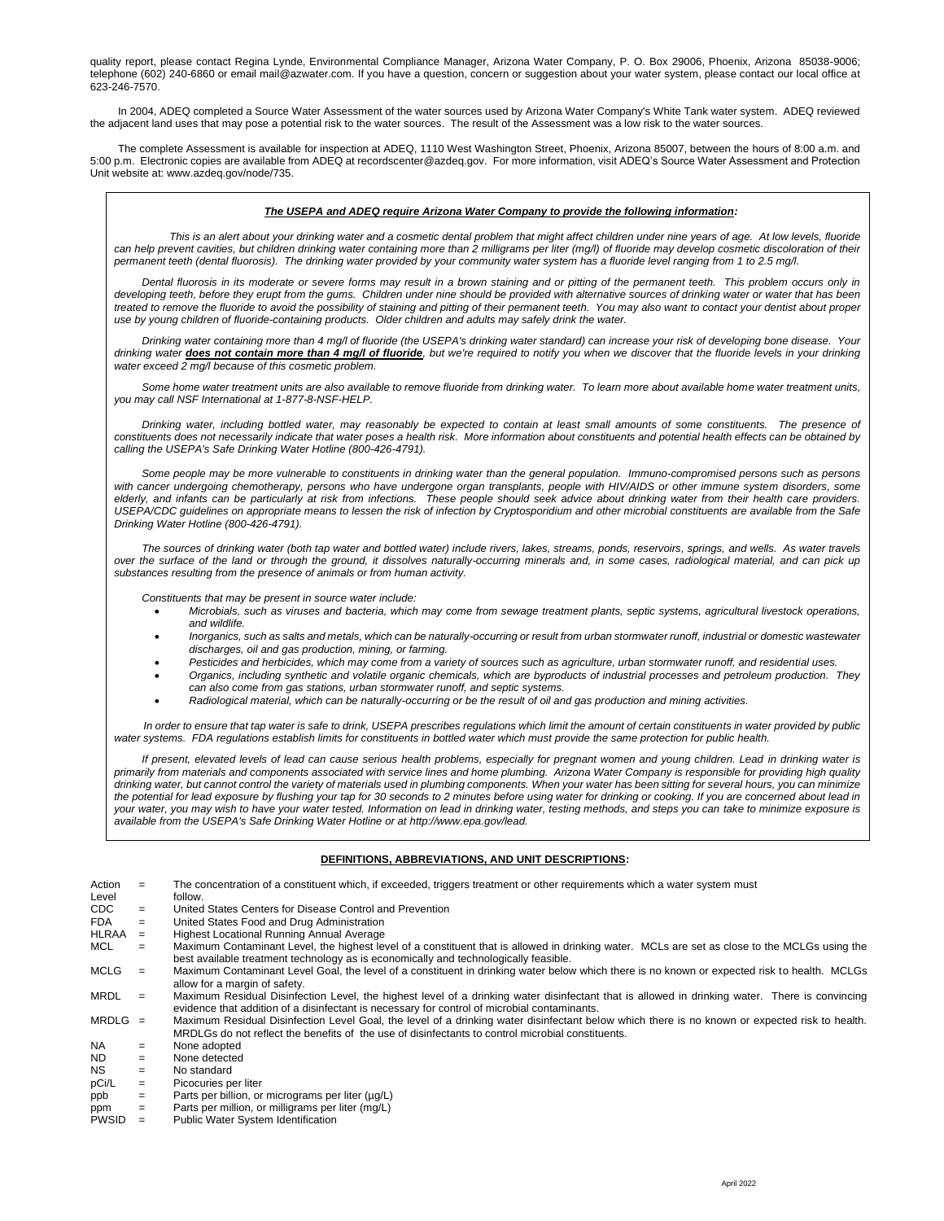quality report, please contact Regina Lynde, Environmental Compliance Manager, Arizona Water Company, P. O. Box 29006, Phoenix, Arizona 85038-9006; telephone (602) 240-6860 or email mail@azwater.com. If you have a question, concern or suggestion about your water system, please contact our local office at 623-246-7570.

In 2004, ADEQ completed a Source Water Assessment of the water sources used by Arizona Water Company's White Tank water system. ADEQ reviewed the adjacent land uses that may pose a potential risk to the water sources. The result of the Assessment was a low risk to the water sources.

The complete Assessment is available for inspection at ADEQ, 1110 West Washington Street, Phoenix, Arizona 85007, between the hours of 8:00 a.m. and 5:00 p.m. Electronic copies are available from ADEQ at recordscenter@azdeq.gov. For more information, visit ADEQ's Source Water Assessment and Protection Unit website at: www.azdeq.gov/node/735.

***The USEPA and ADEQ require Arizona Water Company to provide the following information:***

*This is an alert about your drinking water and a cosmetic dental problem that might affect children under nine years of age. At low levels, fluoride can help prevent cavities, but children drinking water containing more than 2 milligrams per liter (mg/l) of fluoride may develop cosmetic discoloration of their permanent teeth (dental fluorosis). The drinking water provided by your community water system has a fluoride level ranging from 1 to 2.5 mg/l.*

*Dental fluorosis in its moderate or severe forms may result in a brown staining and or pitting of the permanent teeth. This problem occurs only in developing teeth, before they erupt from the gums. Children under nine should be provided with alternative sources of drinking water or water that has been treated to remove the fluoride to avoid the possibility of staining and pitting of their permanent teeth. You may also want to contact your dentist about proper use by young children of fluoride-containing products. Older children and adults may safely drink the water.*

*Drinking water containing more than 4 mg/l of fluoride (the USEPA's drinking water standard) can increase your risk of developing bone disease. Your drinking water* ***does not contain more than 4 mg/l of fluoride****, but we're required to notify you when we discover that the fluoride levels in your drinking water exceed 2 mg/l because of this cosmetic problem.*

*Some home water treatment units are also available to remove fluoride from drinking water. To learn more about available home water treatment units, you may call NSF International at 1-877-8-NSF-HELP.*

*Drinking water, including bottled water, may reasonably be expected to contain at least small amounts of some constituents. The presence of constituents does not necessarily indicate that water poses a health risk. More information about constituents and potential health effects can be obtained by calling the USEPA's Safe Drinking Water Hotline (800-426-4791).*

*Some people may be more vulnerable to constituents in drinking water than the general population. Immuno-compromised persons such as persons with cancer undergoing chemotherapy, persons who have undergone organ transplants, people with HIV/AIDS or other immune system disorders, some elderly, and infants can be particularly at risk from infections. These people should seek advice about drinking water from their health care providers. USEPA/CDC guidelines on appropriate means to lessen the risk of infection by Cryptosporidium and other microbial constituents are available from the Safe Drinking Water Hotline (800-426-4791).*

*The sources of drinking water (both tap water and bottled water) include rivers, lakes, streams, ponds, reservoirs, springs, and wells. As water travels over the surface of the land or through the ground, it dissolves naturally-occurring minerals and, in some cases, radiological material, and can pick up substances resulting from the presence of animals or from human activity.*

*Constituents that may be present in source water include:*

- *Microbials, such as viruses and bacteria, which may come from sewage treatment plants, septic systems, agricultural livestock operations, and wildlife.*
- *Inorganics, such as salts and metals, which can be naturally-occurring or result from urban stormwater runoff, industrial or domestic wastewater discharges, oil and gas production, mining, or farming.*
- *Pesticides and herbicides, which may come from a variety of sources such as agriculture, urban stormwater runoff, and residential uses.*
- *Organics, including synthetic and volatile organic chemicals, which are byproducts of industrial processes and petroleum production. They can also come from gas stations, urban stormwater runoff, and septic systems.*
- *Radiological material, which can be naturally-occurring or be the result of oil and gas production and mining activities.*

*In order to ensure that tap water is safe to drink, USEPA prescribes regulations which limit the amount of certain constituents in water provided by public water systems. FDA regulations establish limits for constituents in bottled water which must provide the same protection for public health.*

*If present, elevated levels of lead can cause serious health problems, especially for pregnant women and young children. Lead in drinking water is primarily from materials and components associated with service lines and home plumbing. Arizona Water Company is responsible for providing high quality drinking water, but cannot control the variety of materials used in plumbing components. When your water has been sitting for several hours, you can minimize the potential for lead exposure by flushing your tap for 30 seconds to 2 minutes before using water for drinking or cooking. If you are concerned about lead in your water, you may wish to have your water tested. Information on lead in drinking water, testing methods, and steps you can take to minimize exposure is available from the USEPA's Safe Drinking Water Hotline or at http://www.epa.gov/lead.*

**DEFINITIONS, ABBREVIATIONS, AND UNIT DESCRIPTIONS:**

| | | |
|---|---|---|
| Action Level | = | The concentration of a constituent which, if exceeded, triggers treatment or other requirements which a water system must follow. |
| CDC | = | United States Centers for Disease Control and Prevention |
| FDA | = | United States Food and Drug Administration |
| HLRAA | = | Highest Locational Running Annual Average |
| MCL | = | Maximum Contaminant Level, the highest level of a constituent that is allowed in drinking water. MCLs are set as close to the MCLGs using the best available treatment technology as is economically and technologically feasible. |
| MCLG | = | Maximum Contaminant Level Goal, the level of a constituent in drinking water below which there is no known or expected risk to health. MCLGs allow for a margin of safety. |
| MRDL | = | Maximum Residual Disinfection Level, the highest level of a drinking water disinfectant that is allowed in drinking water. There is convincing evidence that addition of a disinfectant is necessary for control of microbial contaminants. |
| MRDLG | = | Maximum Residual Disinfection Level Goal, the level of a drinking water disinfectant below which there is no known or expected risk to health. MRDLGs do not reflect the benefits of the use of disinfectants to control microbial constituents. |
| NA | = | None adopted |
| ND | = | None detected |
| NS | = | No standard |
| pCi/L | = | Picocuries per liter |
| ppb | = | Parts per billion, or micrograms per liter (µg/L) |
| ppm | = | Parts per million, or milligrams per liter (mg/L) |
| PWSID | = | Public Water System Identification |

April 2022